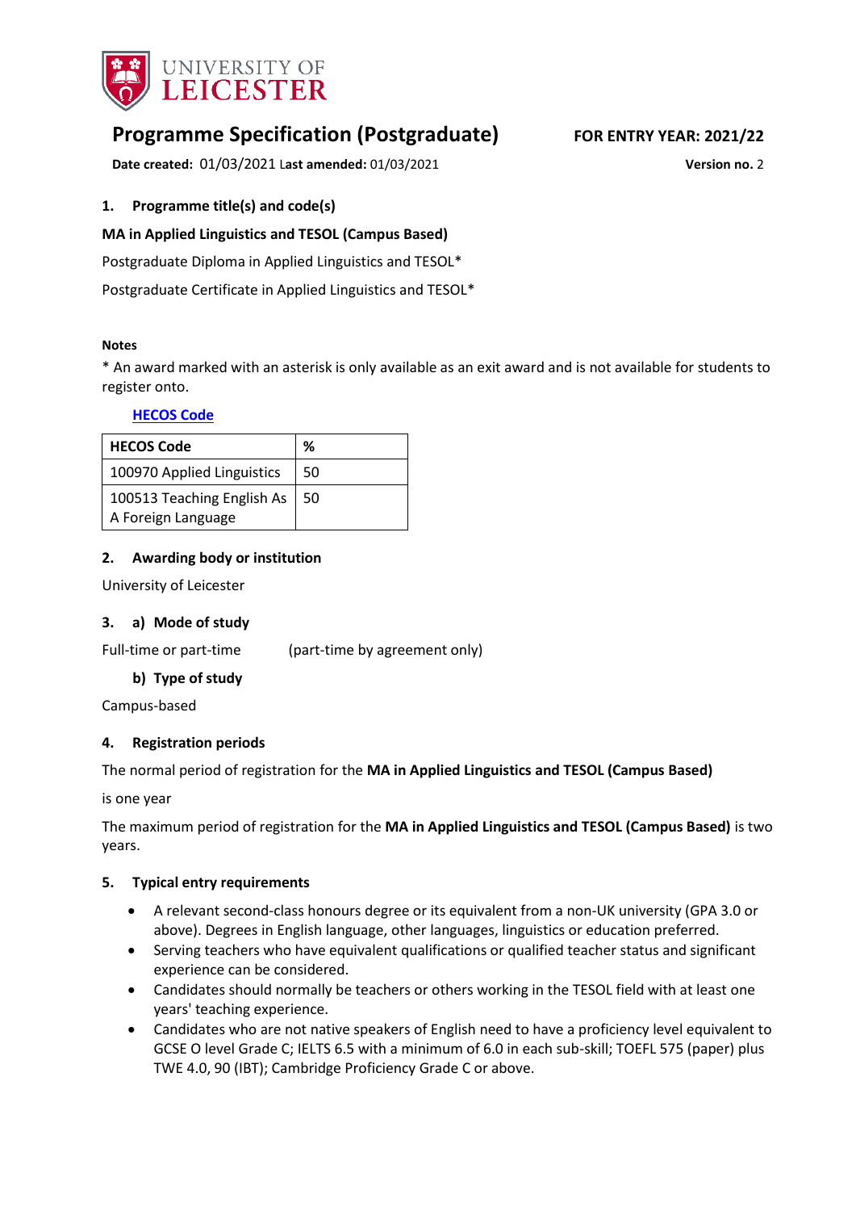UNIVERSITY OF LEICESTER

# Programme Specification (Postgraduate)

**FOR ENTRY YEAR: 2021/22**

**Date created:** 01/03/2021 **Last amended:** 01/03/2021

**Version no.** 2

## 1. Programme title(s) and code(s)

**MA in Applied Linguistics and TESOL (Campus Based)**

Postgraduate Diploma in Applied Linguistics and TESOL*

Postgraduate Certificate in Applied Linguistics and TESOL*

**Notes**

* An award marked with an asterisk is only available as an exit award and is not available for students to register onto.

**HECOS Code**

| HECOS Code | % |
|---|---|
| 100970 Applied Linguistics | 50 |
| 100513 Teaching English As A Foreign Language | 50 |

## 2. Awarding body or institution

University of Leicester

## 3. a) Mode of study

Full-time or part-time (part-time by agreement only)

### b) Type of study

Campus-based

## 4. Registration periods

The normal of registration for the **MA in Applied Linguistics and TESOL (Campus Based)** is one year

The maximum period of registration for the **MA in Applied Linguistics and TESOL (Campus Based)** is two years.

## 5. Typical entry requirements

- A relevant second-class honours degree or its equivalent from a non-UK university (GPA 3.0 or above). Degrees in English language, other languages, linguistics or education preferred.
- Serving teachers who have equivalent qualifications or qualified teacher status and significant experience can be considered.
- Candidates should normally be teachers or others working in the TESOL field with at least one years' teaching experience.
- Candidates who are not native speakers of English need to have a proficiency level equivalent to GCSE O level Grade C; IELTS 6.5 with a minimum of 6.0 in each sub-skill; TOEFL 575 (paper) plus TWE 4.0, 90 (IBT); Cambridge Proficiency Grade C or above.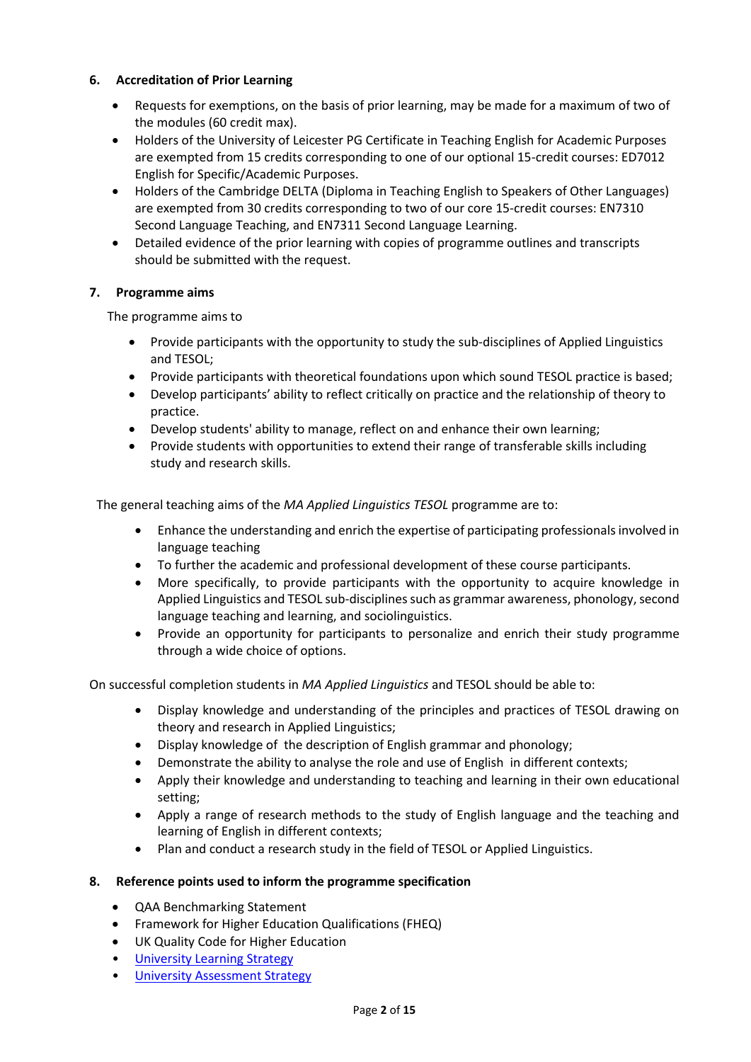## 6. Accreditation of Prior Learning

- Requests for exemptions, on the basis of prior learning, may be made for a maximum of two of the modules (60 credit max).
- Holders of the University of Leicester PG Certificate in Teaching English for Academic Purposes are exempted from 15 credits corresponding to one of our optional 15-credit courses: ED7012 English for Specific/Academic Purposes.
- Holders of the Cambridge DELTA (Diploma in Teaching English to Speakers of Other Languages) are exempted from 30 credits corresponding to two of our core 15-credit courses: EN7310 Second Language Teaching, and EN7311 Second Language Learning.
- Detailed evidence of the prior learning with copies of programme outlines and transcripts should be submitted with the request.

## 7. Programme aims

The programme aims to

- Provide participants with the opportunity to study the sub-disciplines of Applied Linguistics and TESOL;
- Provide participants with theoretical foundations upon which sound TESOL practice is based;
- Develop participants' ability to reflect critically on practice and the relationship of theory to practice.
- Develop students' ability to manage, reflect on and enhance their own learning;
- Provide students with opportunities to extend their range of transferable skills including study and research skills.

The general teaching aims of the *MA Applied Linguistics TESOL* programme are to:

- Enhance the understanding and enrich the expertise of participating professionals involved in language teaching
- To further the academic and professional development of these course participants.
- More specifically, to provide participants with the opportunity to acquire knowledge in Applied Linguistics and TESOL sub-disciplines such as grammar awareness, phonology, second language teaching and learning, and sociolinguistics.
- Provide an opportunity for participants to personalize and enrich their study programme through a wide choice of options.

On successful completion students in *MA Applied Linguistics* and TESOL should be able to:

- Display knowledge and understanding of the principles and practices of TESOL drawing on theory and research in Applied Linguistics;
- Display knowledge of the description of English grammar and phonology;
- Demonstrate the ability to analyse the role and use of English in different contexts;
- Apply their knowledge and understanding to teaching and learning in their own educational setting;
- Apply a range of research methods to the study of English language and the teaching and learning of English in different contexts;
- Plan and conduct a research study in the field of TESOL or Applied Linguistics.

## 8. Reference points used to inform the programme specification

- QAA Benchmarking Statement
- Framework for Higher Education Qualifications (FHEQ)
- UK Quality Code for Higher Education
- University Learning Strategy
- University Assessment Strategy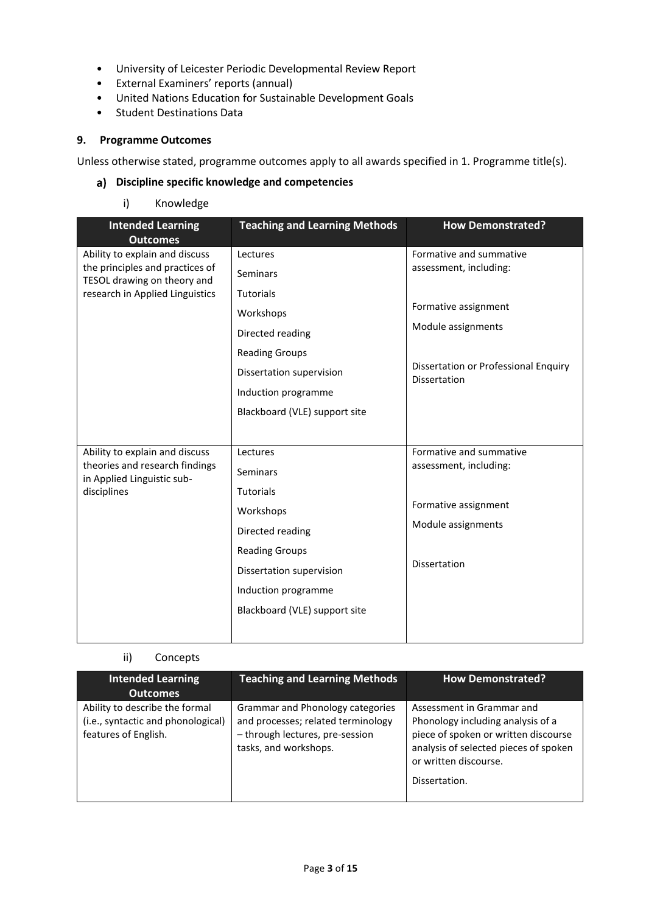- University of Leicester Periodic Developmental Review Report
- External Examiners' reports (annual)
- United Nations Education for Sustainable Development Goals
- Student Destinations Data

## 9. Programme Outcomes

Unless otherwise stated, programme outcomes apply to all awards specified in 1. Programme title(s).

### a) Discipline specific knowledge and competencies

#### i) Knowledge

| Intended Learning Outcomes | Teaching and Learning Methods | How Demonstrated? |
|---|---|---|
| Ability to explain and discuss the principles and practices of TESOL drawing on theory and research in Applied Linguistics | Lectures<br>Seminars<br>Tutorials<br>Workshops<br>Directed reading<br>Reading Groups<br>Dissertation supervision<br>Induction programme<br>Blackboard (VLE) support site | Formative and summative assessment, including:<br><br>Formative assignment<br>Module assignments<br><br>Dissertation or Professional Enquiry Dissertation |
| Ability to explain and discuss theories and research findings in Applied Linguistic sub-disciplines | Lectures<br>Seminars<br>Tutorials<br>Workshops<br>Directed reading<br>Reading Groups<br>Dissertation supervision<br>Induction programme<br>Blackboard (VLE) support site | Formative and summative assessment, including:<br><br>Formative assignment<br>Module assignments<br><br>Dissertation |

#### ii) Concepts

| Intended Learning Outcomes | Teaching and Learning Methods | How Demonstrated? |
|---|---|---|
| Ability to describe the formal (i.e., syntactic and phonological) features of English. | Grammar and Phonology categories and processes; related terminology – through lectures, pre-session tasks, and workshops. | Assessment in Grammar and Phonology including analysis of a piece of spoken or written discourse analysis of selected pieces of spoken or written discourse.<br><br>Dissertation. |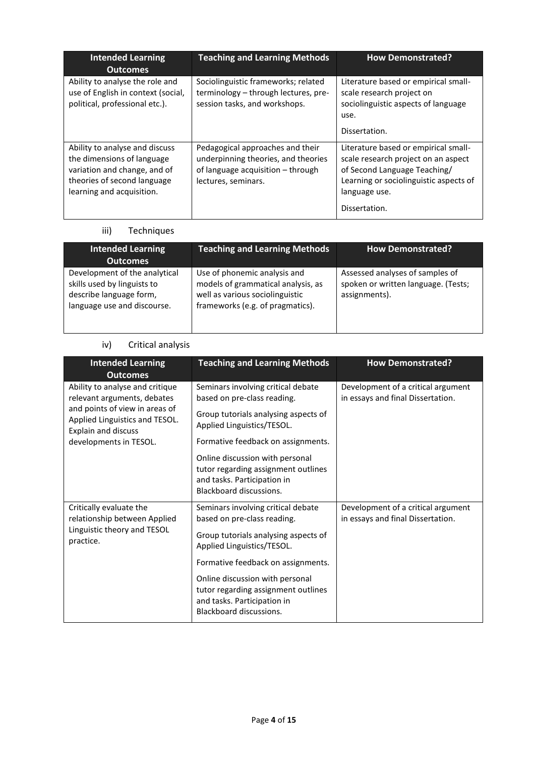| Intended Learning Outcomes | Teaching and Learning Methods | How Demonstrated? |
|---|---|---|
| Ability to analyse the role and use of English in context (social, political, professional etc.). | Sociolinguistic frameworks; related terminology – through lectures, pre-session tasks, and workshops. | Literature based or empirical small-scale research project on sociolinguistic aspects of language use.<br><br>Dissertation. |
| Ability to analyse and discuss the dimensions of language variation and change, and of theories of second language learning and acquisition. | Pedagogical approaches and their underpinning theories, and theories of language acquisition – through lectures, seminars. | Literature based or empirical small-scale research project on an aspect of Second Language Teaching/ Learning or sociolinguistic aspects of language use.<br><br>Dissertation. |

iii) Techniques

| Intended Learning Outcomes | Teaching and Learning Methods | How Demonstrated? |
|---|---|---|
| Development of the analytical skills used by linguists to describe language form, language use and discourse. | Use of phonemic analysis and models of grammatical analysis, as well as various sociolinguistic frameworks (e.g. of pragmatics). | Assessed analyses of samples of spoken or written language. (Tests; assignments). |

iv) Critical analysis

| Intended Learning Outcomes | Teaching and Learning Methods | How Demonstrated? |
|---|---|---|
| Ability to analyse and critique relevant arguments, debates and points of view in areas of Applied Linguistics and TESOL. Explain and discuss developments in TESOL. | Seminars involving critical debate based on pre-class reading.<br><br>Group tutorials analysing aspects of Applied Linguistics/TESOL.<br><br>Formative feedback on assignments.<br><br>Online discussion with personal tutor regarding assignment outlines and tasks. Participation in Blackboard discussions. | Development of a critical argument in essays and final Dissertation. |
| Critically evaluate the relationship between Applied Linguistic theory and TESOL practice. | Seminars involving critical debate based on pre-class reading.<br><br>Group tutorials analysing aspects of Applied Linguistics/TESOL.<br><br>Formative feedback on assignments.<br><br>Online discussion with personal tutor regarding assignment outlines and tasks. Participation in Blackboard discussions. | Development of a critical argument in essays and final Dissertation. |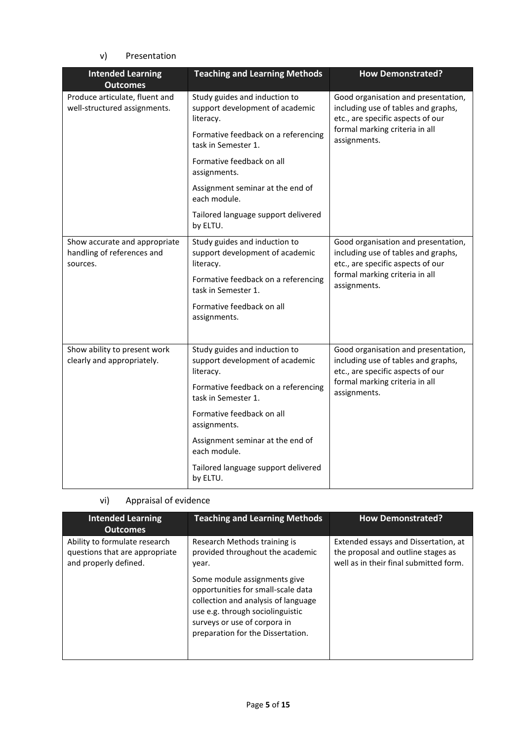v) Presentation

| Intended Learning Outcomes | Teaching and Learning Methods | How Demonstrated? |
| --- | --- | --- |
| Produce articulate, fluent and well-structured assignments. | Study guides and induction to support development of academic literacy.<br><br>Formative feedback on a referencing task in Semester 1.<br><br>Formative feedback on all assignments.<br><br>Assignment seminar at the end of each module.<br><br>Tailored language support delivered by ELTU. | Good organisation and presentation, including use of tables and graphs, etc., are specific aspects of our formal marking criteria in all assignments. |
| Show accurate and appropriate handling of references and sources. | Study guides and induction to support development of academic literacy.<br><br>Formative feedback on a referencing task in Semester 1.<br><br>Formative feedback on all assignments. | Good organisation and presentation, including use of tables and graphs, etc., are specific aspects of our formal marking criteria in all assignments. |
| Show ability to present work clearly and appropriately. | Study guides and induction to support development of academic literacy.<br><br>Formative feedback on a referencing task in Semester 1.<br><br>Formative feedback on all assignments.<br><br>Assignment seminar at the end of each module.<br><br>Tailored language support delivered by ELTU. | Good organisation and presentation, including use of tables and graphs, etc., are specific aspects of our formal marking criteria in all assignments. |

vi) Appraisal of evidence

| Intended Learning Outcomes | Teaching and Learning Methods | How Demonstrated? |
| --- | --- | --- |
| Ability to formulate research questions that are appropriate and properly defined. | Research Methods training is provided throughout the academic year.<br><br>Some module assignments give opportunities for small-scale data collection and analysis of language use e.g. through sociolinguistic surveys or use of corpora in preparation for the Dissertation. | Extended essays and Dissertation, at the proposal and outline stages as well as in their final submitted form. |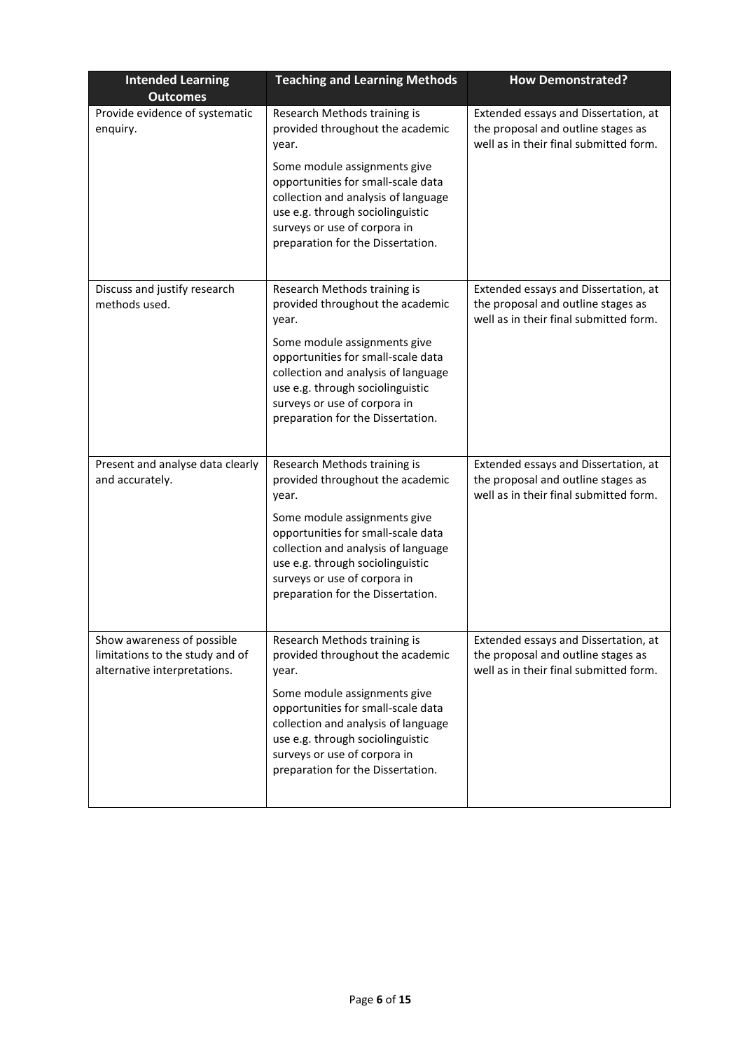| Intended Learning Outcomes | Teaching and Learning Methods | How Demonstrated? |
| --- | --- | --- |
| Provide evidence of systematic enquiry. | Research Methods training is provided throughout the academic year.<br><br>Some module assignments give opportunities for small-scale data collection and analysis of language use e.g. through sociolinguistic surveys or use of corpora in preparation for the Dissertation. | Extended essays and Dissertation, at the proposal and outline stages as well as in their final submitted form. |
| Discuss and justify research methods used. | Research Methods training is provided throughout the academic year.<br><br>Some module assignments give opportunities for small-scale data collection and analysis of language use e.g. through sociolinguistic surveys or use of corpora in preparation for the Dissertation. | Extended essays and Dissertation, at the proposal and outline stages as well as in their final submitted form. |
| Present and analyse data clearly and accurately. | Research Methods training is provided throughout the academic year.<br><br>Some module assignments give opportunities for small-scale data collection and analysis of language use e.g. through sociolinguistic surveys or use of corpora in preparation for the Dissertation. | Extended essays and Dissertation, at the proposal and outline stages as well as in their final submitted form. |
| Show awareness of possible limitations to the study and of alternative interpretations. | Research Methods training is provided throughout the academic year.<br><br>Some module assignments give opportunities for small-scale data collection and analysis of language use e.g. through sociolinguistic surveys or use of corpora in preparation for the Dissertation. | Extended essays and Dissertation, at the proposal and outline stages as well as in their final submitted form. |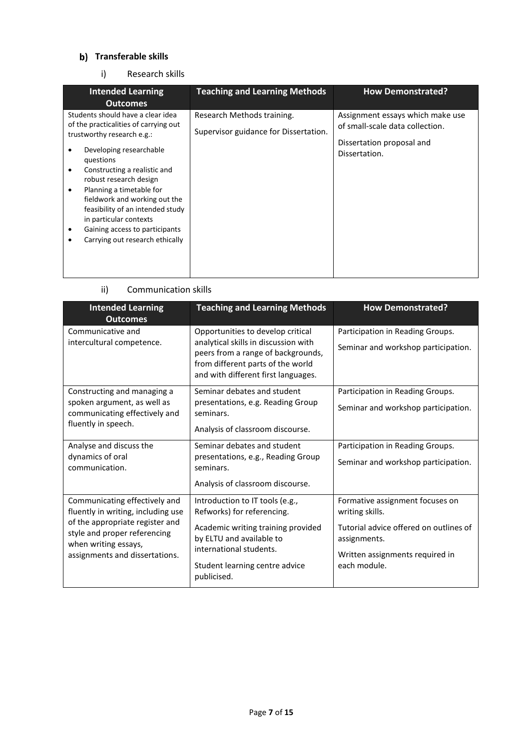## b) Transferable skills

### i) Research skills

| Intended Learning Outcomes | Teaching and Learning Methods | How Demonstrated? |
|---|---|---|
| Students should have a clear idea of the practicalities of carrying out trustworthy research e.g.:<br>• Developing researchable questions<br>• Constructing a realistic and robust research design<br>• Planning a timetable for fieldwork and working out the feasibility of an intended study in particular contexts<br>• Gaining access to participants<br>• Carrying out research ethically | Research Methods training.<br><br>Supervisor guidance for Dissertation. | Assignment essays which make use of small-scale data collection.<br><br>Dissertation proposal and Dissertation. |

### ii) Communication skills

| Intended Learning Outcomes | Teaching and Learning Methods | How Demonstrated? |
|---|---|---|
| Communicative and intercultural competence. | Opportunities to develop critical analytical skills in discussion with peers from a range of backgrounds, from different parts of the world and with different first languages. | Participation in Reading Groups.<br><br>Seminar and workshop participation. |
| Constructing and managing a spoken argument, as well as communicating effectively and fluently in speech. | Seminar debates and student presentations, e.g. Reading Group seminars.<br><br>Analysis of classroom discourse. | Participation in Reading Groups.<br><br>Seminar and workshop participation. |
| Analyse and discuss the dynamics of oral communication. | Seminar debates and student presentations, e.g., Reading Group seminars.<br><br>Analysis of classroom discourse. | Participation in Reading Groups.<br><br>Seminar and workshop participation. |
| Communicating effectively and fluently in writing, including use of the appropriate register and style and proper referencing when writing essays, assignments and dissertations. | Introduction to IT tools (e.g., Refworks) for referencing.<br><br>Academic writing training provided by ELTU and available to international students.<br><br>Student learning centre advice publicised. | Formative assignment focuses on writing skills.<br><br>Tutorial advice offered on outlines of assignments.<br><br>Written assignments required in each module. |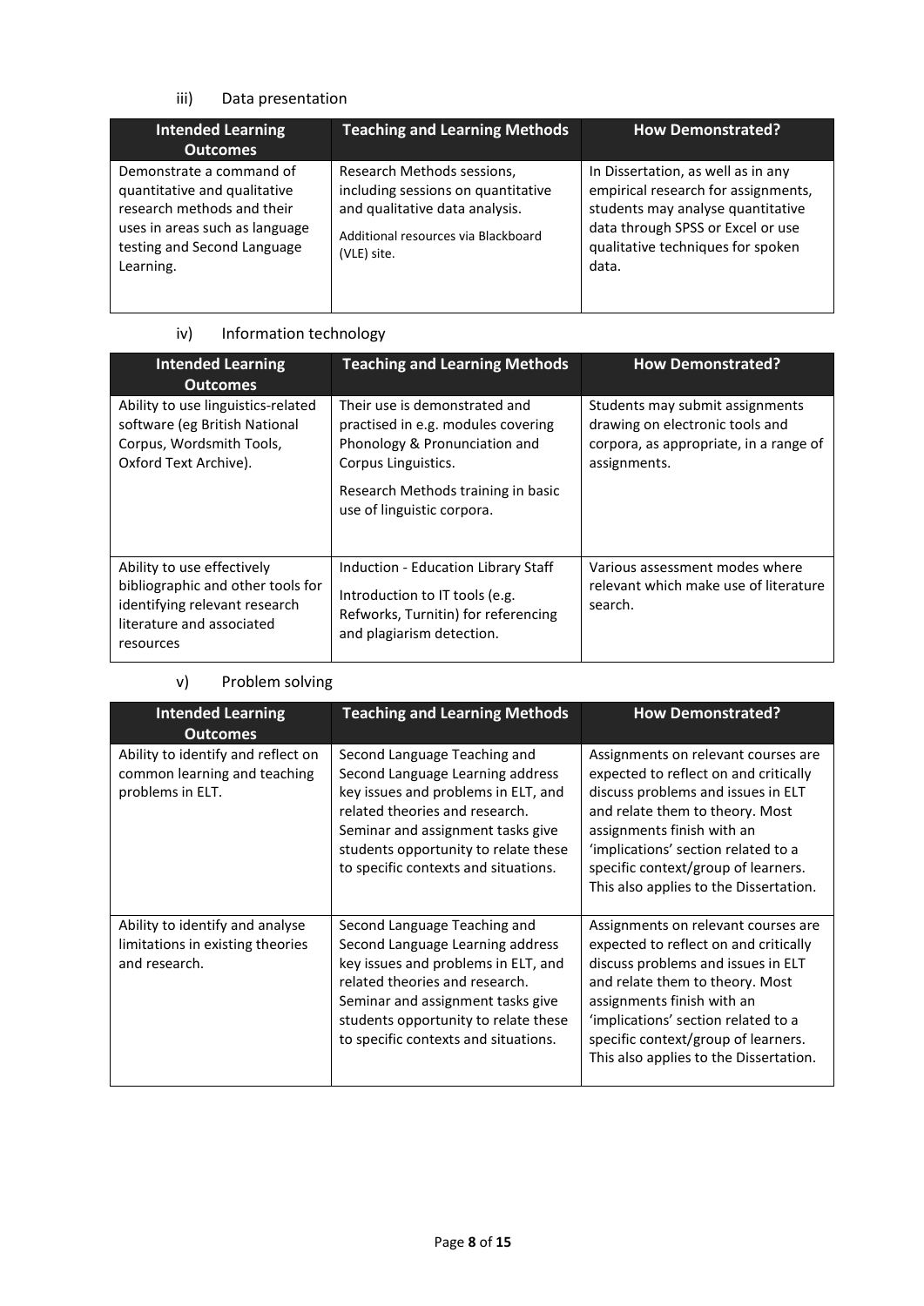### iii) Data presentation

| Intended Learning Outcomes | Teaching and Learning Methods | How Demonstrated? |
|---|---|---|
| Demonstrate a command of quantitative and qualitative research methods and their uses in areas such as language testing and Second Language Learning. | Research Methods sessions, including sessions on quantitative and qualitative data analysis.<br><br>Additional resources via Blackboard (VLE) site. | In Dissertation, as well as in any empirical research for assignments, students may analyse quantitative data through SPSS or Excel or use qualitative techniques for spoken data. |

### iv) Information technology

| Intended Learning Outcomes | Teaching and Learning Methods | How Demonstrated? |
|---|---|---|
| Ability to use linguistics-related software (eg British National Corpus, Wordsmith Tools, Oxford Text Archive). | Their use is demonstrated and practised in e.g. modules covering Phonology & Pronunciation and Corpus Linguistics.<br><br>Research Methods training in basic use of linguistic corpora. | Students may submit assignments drawing on electronic tools and corpora, as appropriate, in a range of assignments. |
| Ability to use effectively bibliographic and other tools for identifying relevant research literature and associated resources | Induction - Education Library Staff<br><br>Introduction to IT tools (e.g. Refworks, Turnitin) for referencing and plagiarism detection. | Various assessment modes where relevant which make use of literature search. |

### v) Problem solving

| Intended Learning Outcomes | Teaching and Learning Methods | How Demonstrated? |
|---|---|---|
| Ability to identify and reflect on common learning and teaching problems in ELT. | Second Language Teaching and Second Language Learning address key issues and problems in ELT, and related theories and research. Seminar and assignment tasks give students opportunity to relate these to specific contexts and situations. | Assignments on relevant courses are expected to reflect on and critically discuss problems and issues in ELT and relate them to theory. Most assignments finish with an 'implications' section related to a specific context/group of learners. This also applies to the Dissertation. |
| Ability to identify and analyse limitations in existing theories and research. | Second Language Teaching and Second Language Learning address key issues and problems in ELT, and related theories and research. Seminar and assignment tasks give students opportunity to relate these to specific contexts and situations. | Assignments on relevant courses are expected to reflect on and critically discuss problems and issues in ELT and relate them to theory. Most assignments finish with an 'implications' section related to a specific context/group of learners. This also applies to the Dissertation. |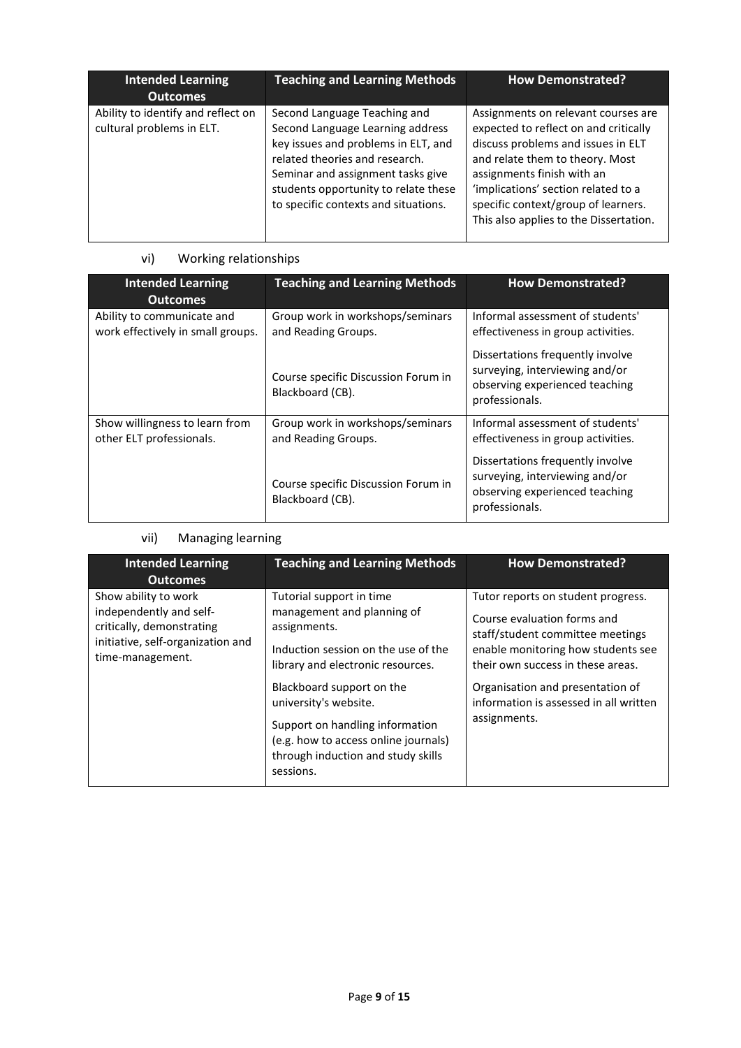| Intended Learning Outcomes | Teaching and Learning Methods | How Demonstrated? |
|---|---|---|
| Ability to identify and reflect on cultural problems in ELT. | Second Language Teaching and Second Language Learning address key issues and problems in ELT, and related theories and research. Seminar and assignment tasks give students opportunity to relate these to specific contexts and situations. | Assignments on relevant courses are expected to reflect on and critically discuss problems and issues in ELT and relate them to theory. Most assignments finish with an 'implications' section related to a specific context/group of learners. This also applies to the Dissertation. |

vi) Working relationships

| Intended Learning Outcomes | Teaching and Learning Methods | How Demonstrated? |
|---|---|---|
| Ability to communicate and work effectively in small groups. | Group work in workshops/seminars and Reading Groups.<br><br>Course specific Discussion Forum in Blackboard (CB). | Informal assessment of students' effectiveness in group activities.<br><br>Dissertations frequently involve surveying, interviewing and/or observing experienced teaching professionals. |
| Show willingness to learn from other ELT professionals. | Group work in workshops/seminars and Reading Groups.<br><br>Course specific Discussion Forum in Blackboard (CB). | Informal assessment of students' effectiveness in group activities.<br><br>Dissertations frequently involve surveying, interviewing and/or observing experienced teaching professionals. |

vii) Managing learning

| Intended Learning Outcomes | Teaching and Learning Methods | How Demonstrated? |
|---|---|---|
| Show ability to work independently and self-critically, demonstrating initiative, self-organization and time-management. | Tutorial support in time management and planning of assignments.<br><br>Induction session on the use of the library and electronic resources.<br><br>Blackboard support on the university's website.<br><br>Support on handling information (e.g. how to access online journals) through induction and study skills sessions. | Tutor reports on student progress.<br><br>Course evaluation forms and staff/student committee meetings enable monitoring how students see their own success in these areas.<br><br>Organisation and presentation of information is assessed in all written assignments. |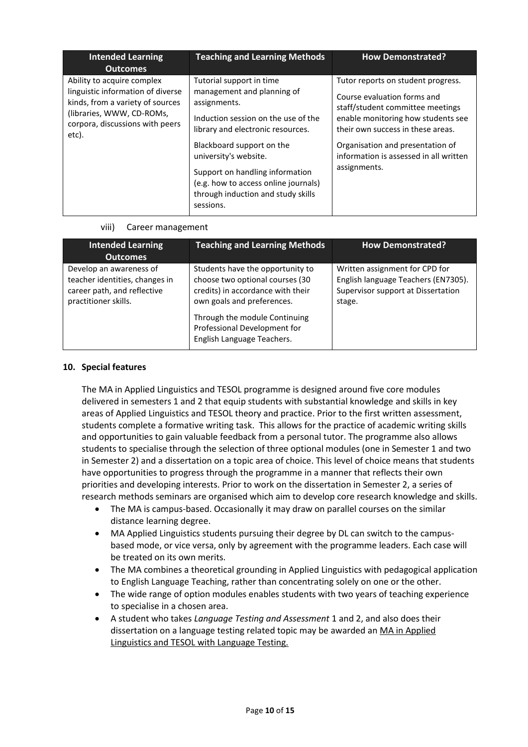| Intended Learning Outcomes | Teaching and Learning Methods | How Demonstrated? |
| --- | --- | --- |
| Ability to acquire complex linguistic information of diverse kinds, from a variety of sources (libraries, WWW, CD-ROMs, corpora, discussions with peers etc). | Tutorial support in time management and planning of assignments.<br><br>Induction session on the use of the library and electronic resources.<br><br>Blackboard support on the university's website.<br><br>Support on handling information (e.g. how to access online journals) through induction and study skills sessions. | Tutor reports on student progress.<br><br>Course evaluation forms and staff/student committee meetings enable monitoring how students see their own success in these areas.<br><br>Organisation and presentation of information is assessed in all written assignments. |

viii) Career management

| Intended Learning Outcomes | Teaching and Learning Methods | How Demonstrated? |
| --- | --- | --- |
| Develop an awareness of teacher identities, changes in career path, and reflective practitioner skills. | Students have the opportunity to choose two optional courses (30 credits) in accordance with their own goals and preferences.<br><br>Through the module Continuing Professional Development for English Language Teachers. | Written assignment for CPD for English language Teachers (EN7305). Supervisor support at Dissertation stage. |

## 10. Special features

The MA in Applied Linguistics and TESOL programme is designed around five core modules delivered in semesters 1 and 2 that equip students with substantial knowledge and skills in key areas of Applied Linguistics and TESOL theory and practice. Prior to the first written assessment, students complete a formative writing task. This allows for the practice of academic writing skills and opportunities to gain valuable feedback from a personal tutor. The programme also allows students to specialise through the selection of three optional modules (one in Semester 1 and two in Semester 2) and a dissertation on a topic area of choice. This level of choice means that students have opportunities to progress through the programme in a manner that reflects their own priorities and developing interests. Prior to work on the dissertation in Semester 2, a series of research methods seminars are organised which aim to develop core research knowledge and skills.

- The MA is campus-based. Occasionally it may draw on parallel courses on the similar distance learning degree.
- MA Applied Linguistics students pursuing their degree by DL can switch to the campus-based mode, or vice versa, only by agreement with the programme leaders. Each case will be treated on its own merits.
- The MA combines a theoretical grounding in Applied Linguistics with pedagogical application to English Language Teaching, rather than concentrating solely on one or the other.
- The wide range of option modules enables students with two years of teaching experience to specialise in a chosen area.
- A student who takes *Language Testing and Assessment* 1 and 2, and also does their dissertation on a language testing related topic may be awarded an MA in Applied Linguistics and TESOL with Language Testing.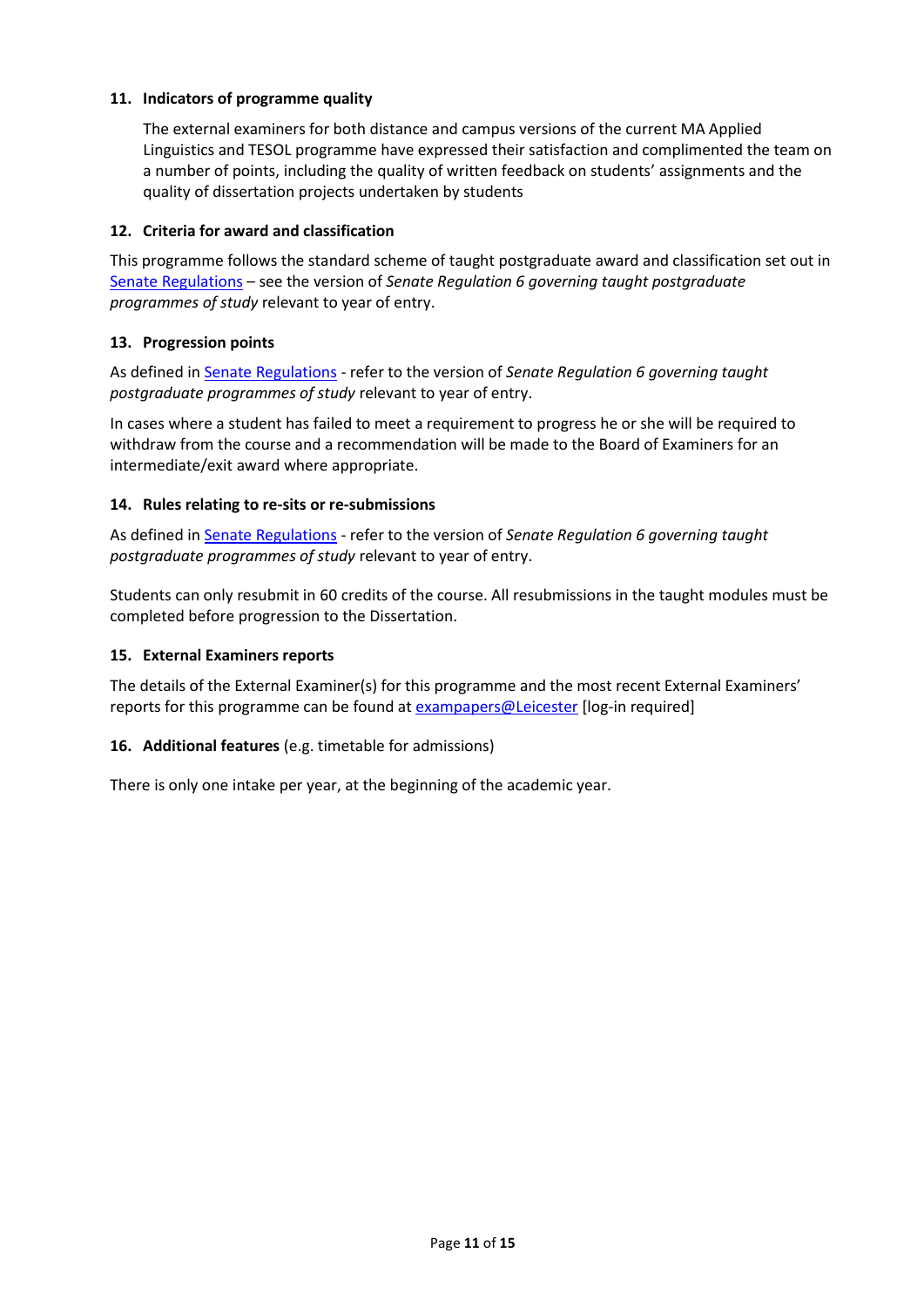### 11. Indicators of programme quality

The external examiners for both distance and campus versions of the current MA Applied Linguistics and TESOL programme have expressed their satisfaction and complimented the team on a number of points, including the quality of written feedback on students' assignments and the quality of dissertation projects undertaken by students

### 12. Criteria for award and classification

This programme follows the standard scheme of taught postgraduate award and classification set out in Senate Regulations – see the version of *Senate Regulation 6 governing taught postgraduate programmes of study* relevant to year of entry.

### 13. Progression points

As defined in Senate Regulations - refer to the version of *Senate Regulation 6 governing taught postgraduate programmes of study* relevant to year of entry.

In cases where a student has failed to meet a requirement to progress he or she will be required to withdraw from the course and a recommendation will be made to the Board of Examiners for an intermediate/exit award where appropriate.

### 14. Rules relating to re-sits or re-submissions

As defined in Senate Regulations - refer to the version of *Senate Regulation 6 governing taught postgraduate programmes of study* relevant to year of entry.

Students can only resubmit in 60 credits of the course. All resubmissions in the taught modules must be completed before progression to the Dissertation.

### 15. External Examiners reports

The details of the External Examiner(s) for this programme and the most recent External Examiners' reports for this programme can be found at exampapers@Leicester [log-in required]

### 16. Additional features (e.g. timetable for admissions)

There is only one intake per year, at the beginning of the academic year.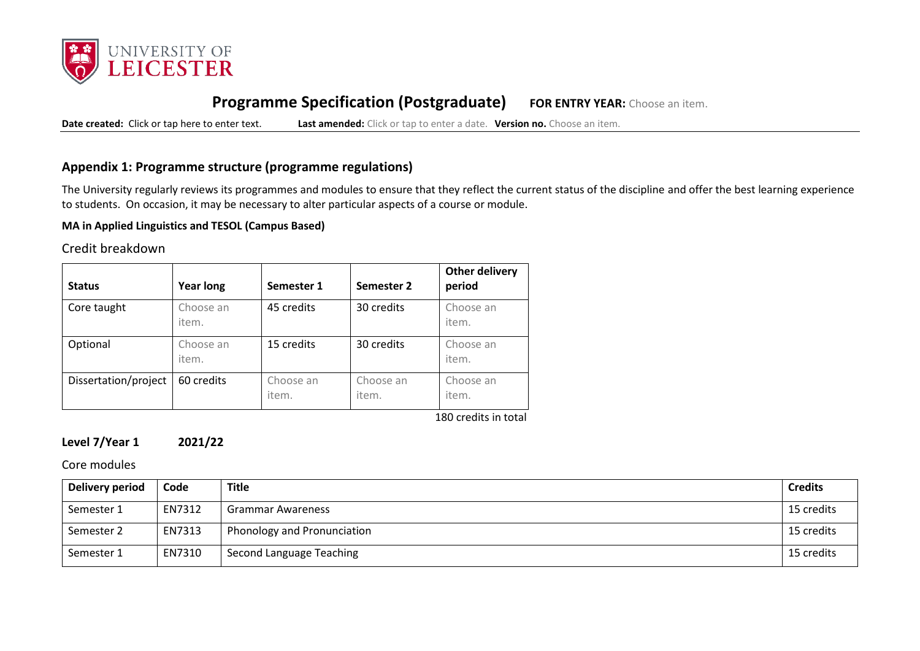## Programme Specification (Postgraduate) FOR ENTRY YEAR: Choose an item.

**Date created:** Click or tap here to enter text. **Last amended:** Click or tap to enter a date. **Version no.** Choose an item.

### Appendix 1: Programme structure (programme regulations)

The University regularly reviews its programmes and modules to ensure that they reflect the current status of the discipline and offer the best learning experience to students. On occasion, it may be necessary to alter particular aspects of a course or module.

**MA in Applied Linguistics and TESOL (Campus Based)**

Credit breakdown

| Status | Year long | Semester 1 | Semester 2 | Other delivery period |
|---|---|---|---|---|
| Core taught | Choose an item. | 45 credits | 30 credits | Choose an item. |
| Optional | Choose an item. | 15 credits | 30 credits | Choose an item. |
| Dissertation/project | 60 credits | Choose an item. | Choose an item. | Choose an item. |

180 credits in total

**Level 7/Year 1 2021/22**

Core modules

| Delivery period | Code | Title | Credits |
|---|---|---|---|
| Semester 1 | EN7312 | Grammar Awareness | 15 credits |
| Semester 2 | EN7313 | Phonology and Pronunciation | 15 credits |
| Semester 1 | EN7310 | Second Language Teaching | 15 credits |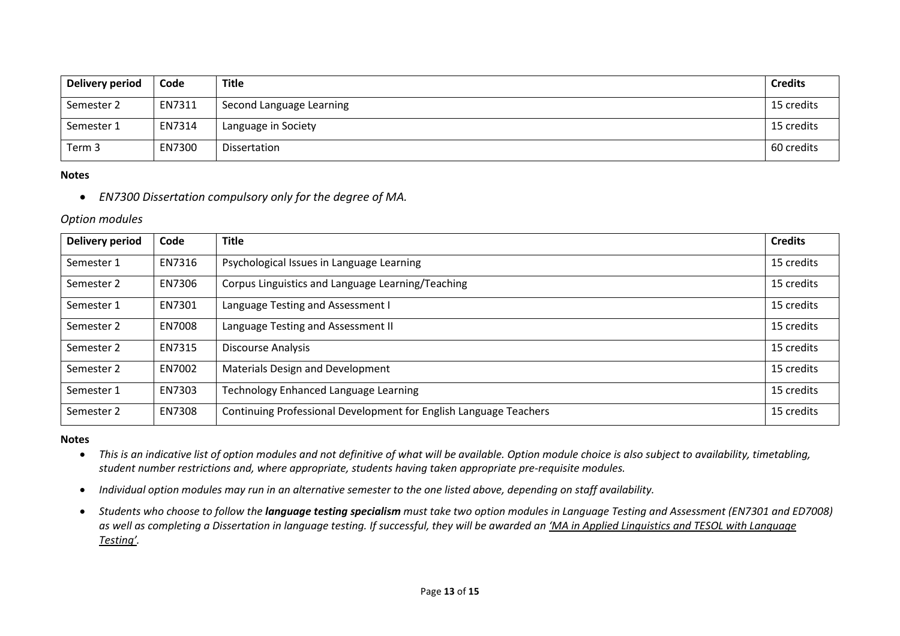| Delivery period | Code | Title | Credits |
|---|---|---|---|
| Semester 2 | EN7311 | Second Language Learning | 15 credits |
| Semester 1 | EN7314 | Language in Society | 15 credits |
| Term 3 | EN7300 | Dissertation | 60 credits |

**Notes**

- *EN7300 Dissertation compulsory only for the degree of MA.*

*Option modules*

| Delivery period | Code | Title | Credits |
|---|---|---|---|
| Semester 1 | EN7316 | Psychological Issues in Language Learning | 15 credits |
| Semester 2 | EN7306 | Corpus Linguistics and Language Learning/Teaching | 15 credits |
| Semester 1 | EN7301 | Language Testing and Assessment I | 15 credits |
| Semester 2 | EN7008 | Language Testing and Assessment II | 15 credits |
| Semester 2 | EN7315 | Discourse Analysis | 15 credits |
| Semester 2 | EN7002 | Materials Design and Development | 15 credits |
| Semester 1 | EN7303 | Technology Enhanced Language Learning | 15 credits |
| Semester 2 | EN7308 | Continuing Professional Development for English Language Teachers | 15 credits |

**Notes**

- *This is an indicative list of option modules and not definitive of what will be available. Option module choice is also subject to availability, timetabling, student number restrictions and, where appropriate, students having taken appropriate pre-requisite modules.*
- *Individual option modules may run in an alternative semester to the one listed above, depending on staff availability.*
- *Students who choose to follow the **language testing specialism** must take two option modules in Language Testing and Assessment (EN7301 and ED7008) as well as completing a Dissertation in language testing. If successful, they will be awarded an 'MA in Applied Linguistics and TESOL with Language Testing'.*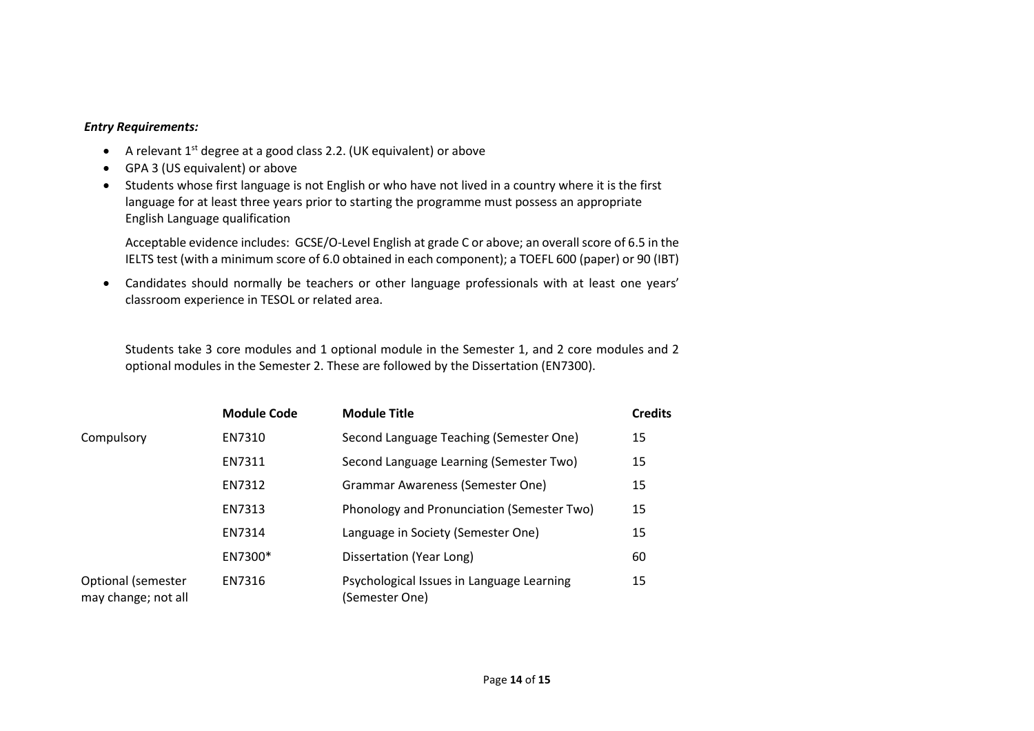***Entry Requirements:***

- A relevant 1st degree at a good class 2.2. (UK equivalent) or above
- GPA 3 (US equivalent) or above
- Students whose first language is not English or who have not lived in a country where it is the first language for at least three years prior to starting the programme must possess an appropriate English Language qualification

  Acceptable evidence includes: GCSE/O-Level English at grade C or above; an overall score of 6.5 in the IELTS test (with a minimum score of 6.0 obtained in each component); a TOEFL 600 (paper) or 90 (IBT)

- Candidates should normally be teachers or other language professionals with at least one years' classroom experience in TESOL or related area.

Students take 3 core modules and 1 optional module in the Semester 1, and 2 core modules and 2 optional modules in the Semester 2. These are followed by the Dissertation (EN7300).

| | **Module Code** | **Module Title** | **Credits** |
|---|---|---|---|
| Compulsory | EN7310 | Second Language Teaching (Semester One) | 15 |
| | EN7311 | Second Language Learning (Semester Two) | 15 |
| | EN7312 | Grammar Awareness (Semester One) | 15 |
| | EN7313 | Phonology and Pronunciation (Semester Two) | 15 |
| | EN7314 | Language in Society (Semester One) | 15 |
| | EN7300* | Dissertation (Year Long) | 60 |
| Optional (semester may change; not all | EN7316 | Psychological Issues in Language Learning (Semester One) | 15 |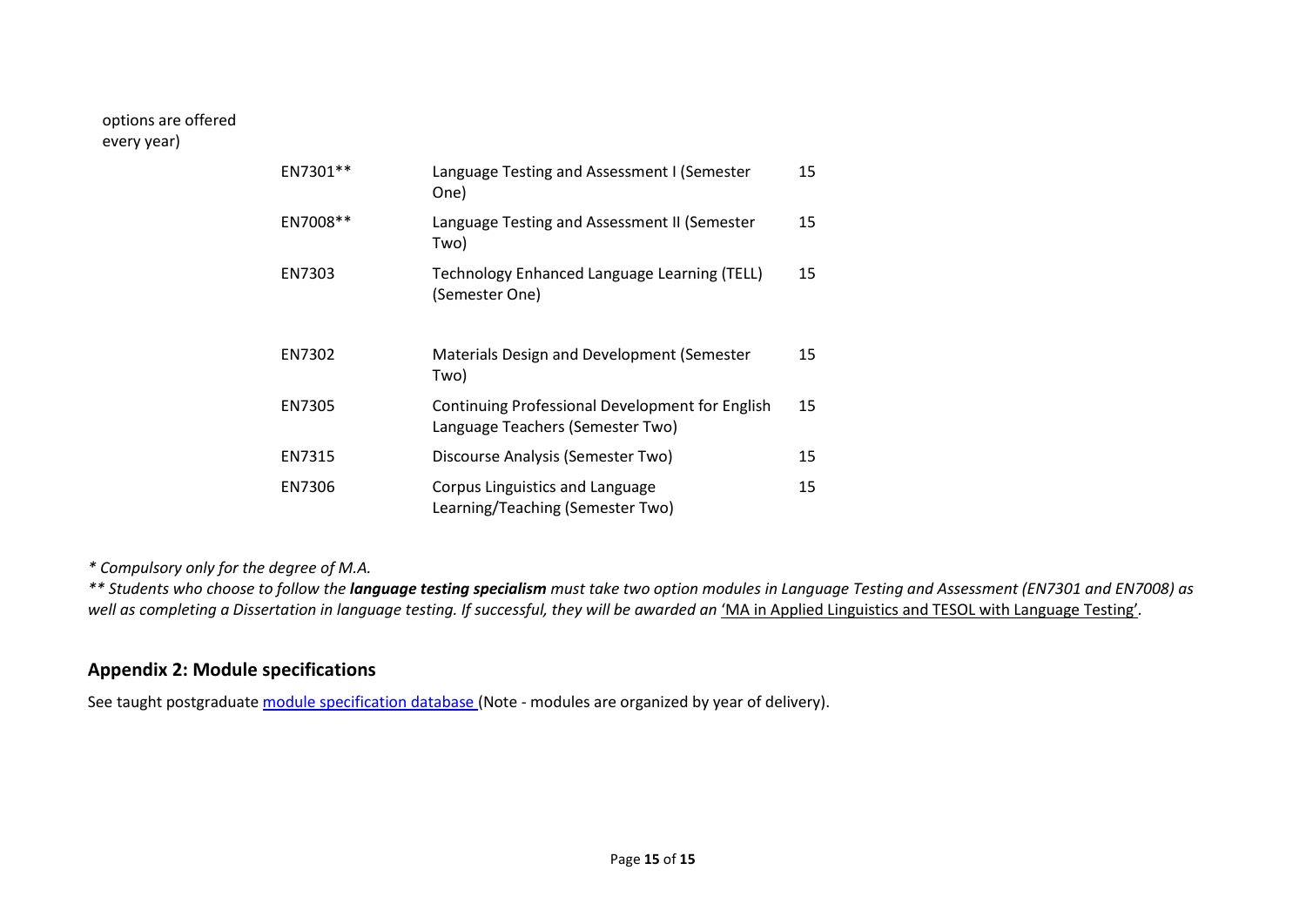| | | | |
|---|---|---|---|
| options are offered every year) | | | |
| | EN7301** | Language Testing and Assessment I (Semester One) | 15 |
| | EN7008** | Language Testing and Assessment II (Semester Two) | 15 |
| | EN7303 | Technology Enhanced Language Learning (TELL) (Semester One) | 15 |
| | EN7302 | Materials Design and Development (Semester Two) | 15 |
| | EN7305 | Continuing Professional Development for English Language Teachers (Semester Two) | 15 |
| | EN7315 | Discourse Analysis (Semester Two) | 15 |
| | EN7306 | Corpus Linguistics and Language Learning/Teaching (Semester Two) | 15 |

*\* Compulsory only for the degree of M.A.*

*\*\* Students who choose to follow the **language testing specialism** must take two option modules in Language Testing and Assessment (EN7301 and EN7008) as well as completing a Dissertation in language testing. If successful, they will be awarded an* 'MA in Applied Linguistics and TESOL with Language Testing'.

## Appendix 2: Module specifications

See taught postgraduate module specification database (Note - modules are organized by year of delivery).